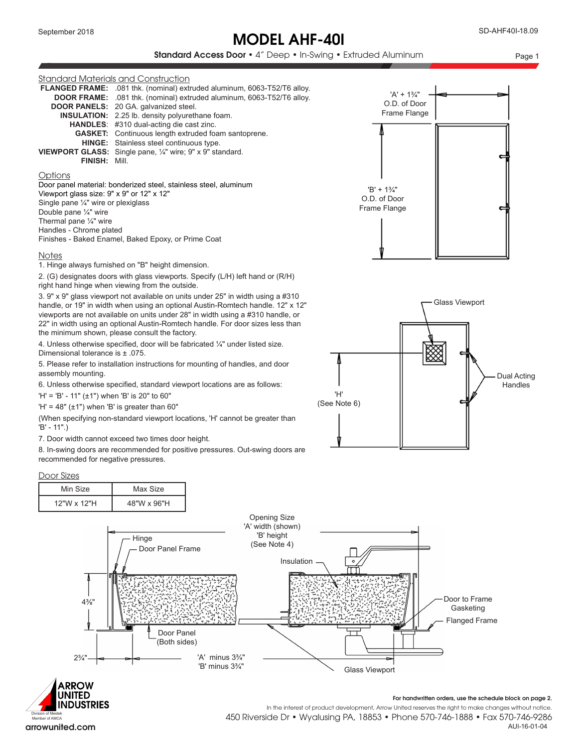# MODEL AHF-40I

**Standard Access Door** • 4″ Deep • In-Swing • Extruded Aluminum

September 2018

SD-AHF40I-18.09

## Standard Materials and Construction

**FLANGED FRAME:** .081 thk. (nominal) extruded aluminum, 6063-T52/T6 alloy.
**DOOR FRAME:** .081 thk. (nominal) extruded aluminum, 6063-T52/T6 alloy.
**DOOR PANELS:** 20 GA. galvanized steel.
**INSULATION:** 2.25 lb. density polyurethane foam.
**HANDLES:** #310 dual-acting die cast zinc.
**GASKET:** Continuous length extruded foam santoprene.
**HINGE:** Stainless steel continuous type.
**VIEWPORT GLASS:** Single pane, ¼" wire; 9" x 9" standard.
**FINISH:** Mill.

## Options

Door panel material: bonderized steel, stainless steel, aluminum
Viewport glass size: 9" x 9" or 12" x 12"
Single pane ¼" wire or plexiglass
Double pane ¼" wire
Thermal pane ¼" wire
Handles - Chrome plated
Finishes - Baked Enamel, Baked Epoxy, or Prime Coat

## Notes

1. Hinge always furnished on "B" height dimension.
2. (G) designates doors with glass viewports. Specify (L/H) left hand or (R/H) right hand hinge when viewing from the outside.
3. 9" x 9" glass viewport not available on units under 25" in width using a #310 handle, or 19" in width when using an optional Austin-Romtech handle. 12" x 12" viewports are not available on units under 28" in width using a #310 handle, or 22" in width using an optional Austin-Romtech handle. For door sizes less than the minimum shown, please consult the factory.
4. Unless otherwise specified, door will be fabricated ¼" under listed size. Dimensional tolerance is ± .075.
5. Please refer to installation instructions for mounting of handles, and door assembly mounting.
6. Unless otherwise specified, standard viewport locations are as follows:
'H' = 'B' - 11" (±1") when 'B' is 20" to 60"
'H' = 48" (±1") when 'B' is greater than 60"
(When specifying non-standard viewport locations, 'H' cannot be greater than 'B' - 11".)
7. Door width cannot exceed two times door height.
8. In-swing doors are recommended for positive pressures. Out-swing doors are recommended for negative pressures.

## Door Sizes

| Min Size | Max Size |
|---|---|
| 12"W x 12"H | 48"W x 96"H |

'A' + 1¾" O.D. of Door Frame Flange
'B' + 1¾" O.D. of Door Frame Flange

Glass Viewport
Dual Acting Handles
'H' (See Note 6)

Opening Size 'A' width (shown) 'B' height (See Note 4)
Hinge
Door Panel Frame
Insulation
4⅜"
Door to Frame Gasketing
Flanged Frame
Door Panel (Both sides)
2¾"
'A' minus 3¾"
'B' minus 3¾"
Glass Viewport

For handwritten orders, use the schedule block on page 2.

In the interest of product development, Arrow United reserves the right to make changes without notice.

ARROW UNITED INDUSTRIES — Division of Mestek, Member of AMCA

450 Riverside Dr • Wyalusing PA, 18853 • Phone 570-746-1888 • Fax 570-746-9286

arrowunited.com

AUI-16-01-04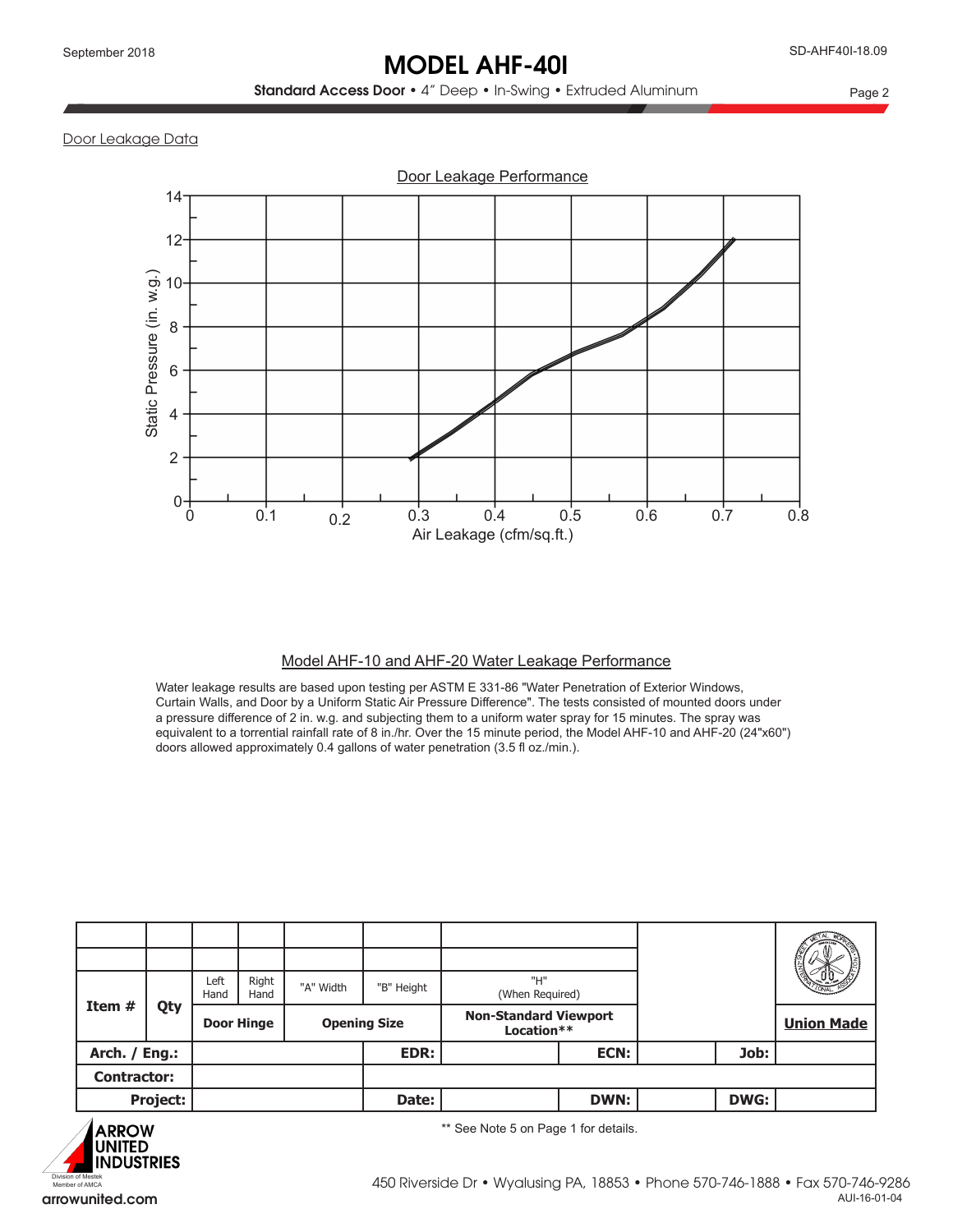# MODEL AHF-40I

**Standard Access Door** • 4″ Deep • In-Swing • Extruded Aluminum

## Door Leakage Data

Door Leakage Performance

Static Pressure (in. w.g.)

0
2
4
6
8
10
12
14

Air Leakage (cfm/sq.ft.)

0
0.1
0.2
0.3
0.4
0.5
0.6
0.7
0.8

## Model AHF-10 and AHF-20 Water Leakage Performance

Water leakage results are based upon testing per ASTM E 331-86 "Water Penetration of Exterior Windows, Curtain Walls, and Door by a Uniform Static Air Pressure Difference". The tests consisted of mounted doors under a pressure difference of 2 in. w.g. and subjecting them to a uniform water spray for 15 minutes. The spray was equivalent to a torrential rainfall rate of 8 in./hr. Over the 15 minute period, the Model AHF-10 and AHF-20 (24"x60") doors allowed approximately 0.4 gallons of water penetration (3.5 fl oz./min.).

| | | | | | | | | | |
|---|---|---|---|---|---|---|---|---|---|
| | | | | | | | | | |
| | | | | | | | | | |
| **Item #** | **Qty** | Left Hand | Right Hand | "A" Width | "B" Height | "H" (When Required) | | | |
| | | **Door Hinge** | | **Opening Size** | | **Non-Standard Viewport Location**** | | | **Union Made** |
| **Arch. / Eng.:** | | | | | **EDR:** | | **ECN:** | **Job:** | |
| **Contractor:** | | | | | | | | | |
| **Project:** | | | | | **Date:** | | **DWN:** | **DWG:** | |

** See Note 5 on Page 1 for details.

ARROW UNITED INDUSTRIES
Division of Mestek
Member of AMCA
arrowunited.com

450 Riverside Dr • Wyalusing PA, 18853 • Phone 570-746-1888 • Fax 570-746-9286